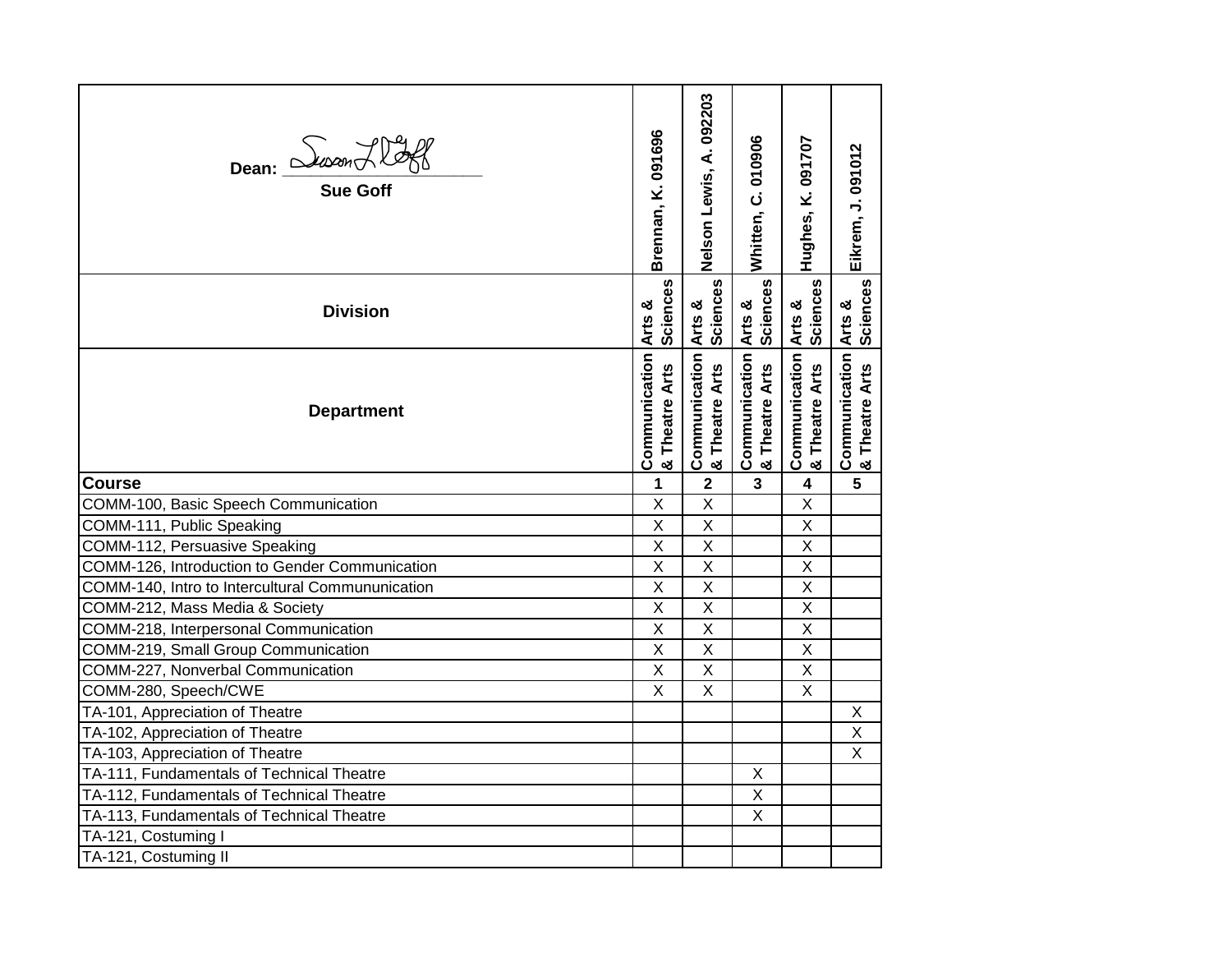| Dean: ______________ **Sue Goff** | Brennan, K. 091696 | Nelson Lewis, A. 092203 | Whitten, C. 010906 | Hughes, K. 091707 | Eikrem, J. 091012 |
|---|---|---|---|---|---|
| **Division** | Arts & Sciences | Arts & Sciences | Arts & Sciences | Arts & Sciences | Arts & Sciences |
| **Department** | Communication & Theatre Arts | Communication & Theatre Arts | Communication & Theatre Arts | Communication & Theatre Arts | Communication & Theatre Arts |
| **Course** | **1** | **2** | **3** | **4** | **5** |
| COMM-100, Basic Speech Communication | X | X | | X | |
| COMM-111, Public Speaking | X | X | | X | |
| COMM-112, Persuasive Speaking | X | X | | X | |
| COMM-126, Introduction to Gender Communication | X | X | | X | |
| COMM-140, Intro to Intercultural Commununication | X | X | | X | |
| COMM-212, Mass Media & Society | X | X | | X | |
| COMM-218, Interpersonal Communication | X | X | | X | |
| COMM-219, Small Group Communication | X | X | | X | |
| COMM-227, Nonverbal Communication | X | X | | X | |
| COMM-280, Speech/CWE | X | X | | X | |
| TA-101, Appreciation of Theatre | | | | | X |
| TA-102, Appreciation of Theatre | | | | | X |
| TA-103, Appreciation of Theatre | | | | | X |
| TA-111, Fundamentals of Technical Theatre | | | X | | |
| TA-112, Fundamentals of Technical Theatre | | | X | | |
| TA-113, Fundamentals of Technical Theatre | | | X | | |
| TA-121, Costuming I | | | | | |
| TA-121, Costuming II | | | | | |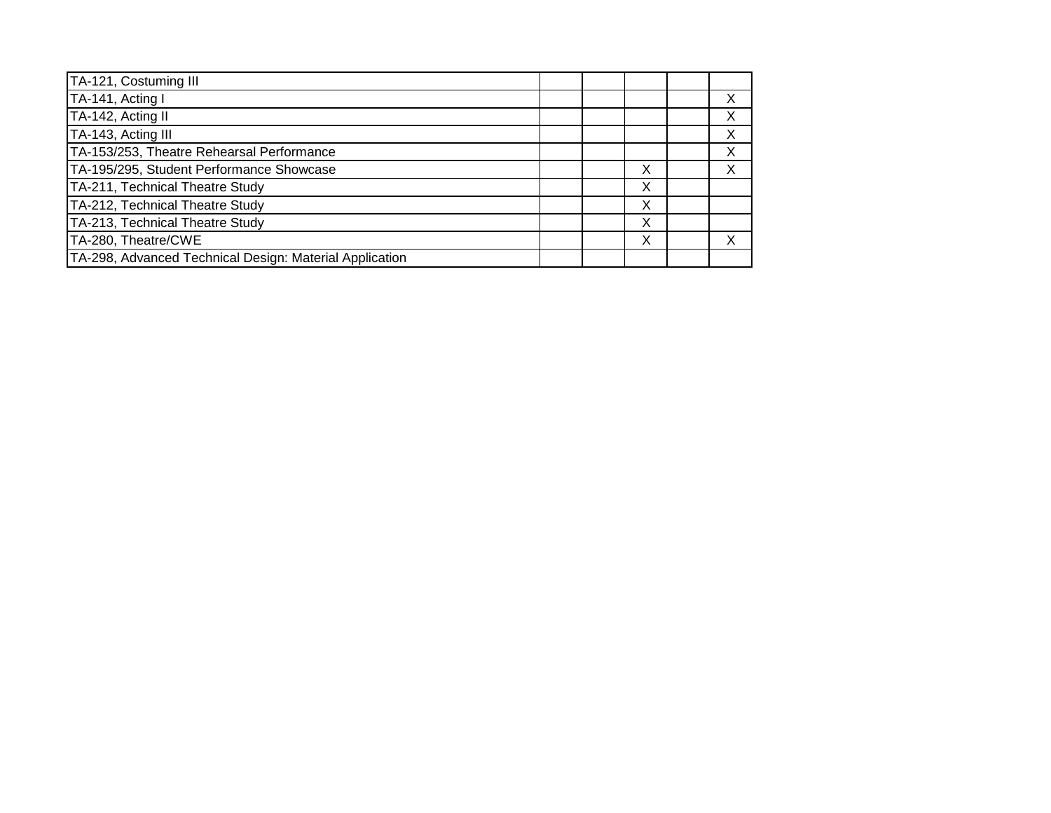| | | | | | |
|---|---|---|---|---|---|
| TA-121, Costuming III | | | | | |
| TA-141, Acting I | | | | | X |
| TA-142, Acting II | | | | | X |
| TA-143, Acting III | | | | | X |
| TA-153/253, Theatre Rehearsal Performance | | | | | X |
| TA-195/295, Student Performance Showcase | | | X | | X |
| TA-211, Technical Theatre Study | | | X | | |
| TA-212, Technical Theatre Study | | | X | | |
| TA-213, Technical Theatre Study | | | X | | |
| TA-280, Theatre/CWE | | | X | | X |
| TA-298, Advanced Technical Design: Material Application | | | | | |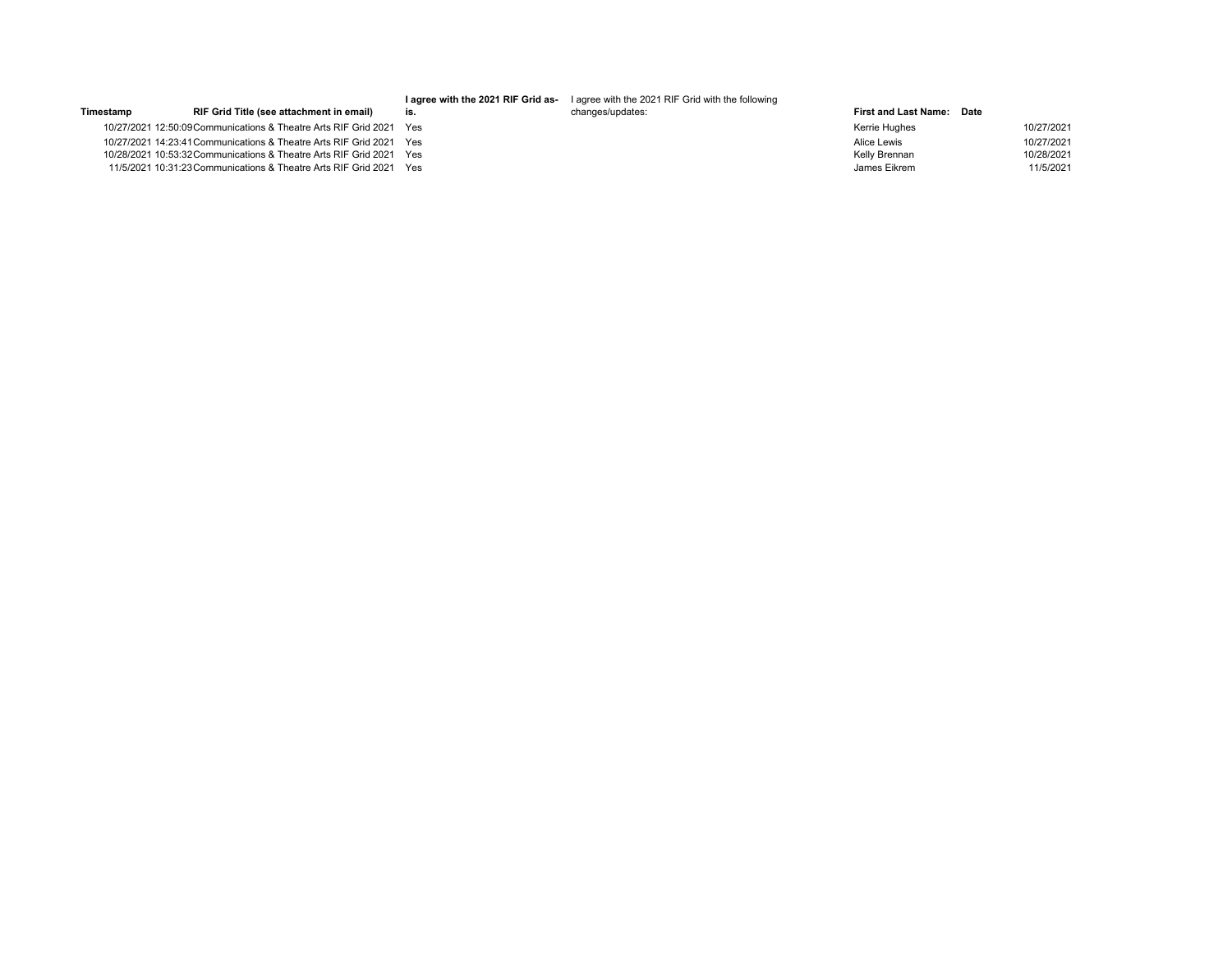| Timestamp | RIF Grid Title (see attachment in email) | I agree with the 2021 RIF Grid as-is. | I agree with the 2021 RIF Grid with the following changes/updates: | First and Last Name: | Date |
|---|---|---|---|---|---|
| 10/27/2021 12:50:09 | Communications & Theatre Arts RIF Grid 2021 | Yes | | Kerrie Hughes | 10/27/2021 |
| 10/27/2021 14:23:41 | Communications & Theatre Arts RIF Grid 2021 | Yes | | Alice Lewis | 10/27/2021 |
| 10/28/2021 10:53:32 | Communications & Theatre Arts RIF Grid 2021 | Yes | | Kelly Brennan | 10/28/2021 |
| 11/5/2021 10:31:23 | Communications & Theatre Arts RIF Grid 2021 | Yes | | James Eikrem | 11/5/2021 |